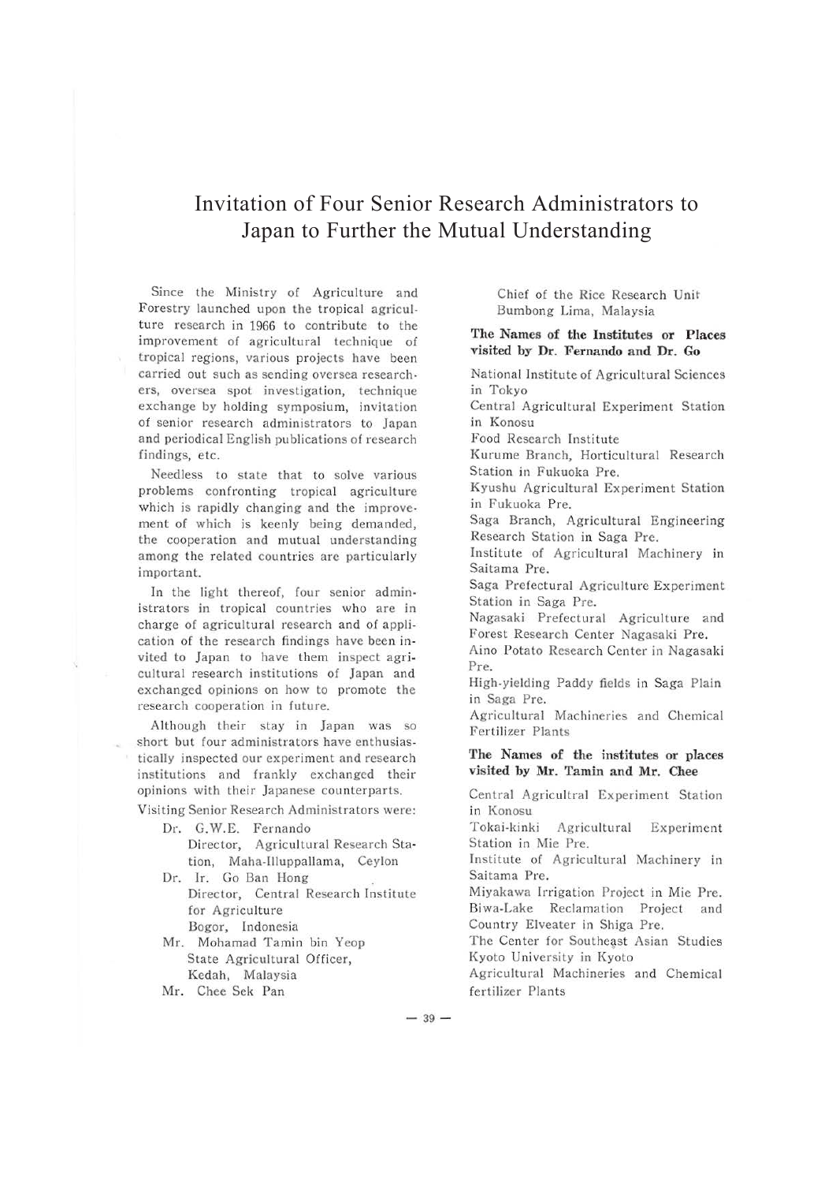# Invitation of Four Senior Research Administrators to Japan to Further the Mutual Understanding

Since the Ministry of Agriculture and Forestry launched upon the tropical agriculture research in 1966 to contribute to the improvement of agricultural technique of tropical regions, various projects have been carried out such as sending oversea researchers, oversea spot investigation, technique exchange by holding symposium, invitation of senior research administrators to Japan and periodical English publications of research findings, etc.

Needless to state that to solve various problems confronting tropical agriculture which is rapidly changing and the improvement of which is keenly being demanded, the cooperation and mutual understanding among the related countries are particularly important.

In the light thereof, four senior administrators in tropical countries who are in charge of agricultural research and of application of the research findings have been invited to Japan to have them inspect agricultural research institutions of Japan and exchanged opinions on how to promote the research cooperation in future.

Although their stay in Japan was so short but four administrators have enthusiastically inspected our experiment and research institutions and frankly exchanged their opinions with their Japanese counterparts.

Visiting Senior Research Administrators were:

Dr. G.W.E. Fernando
Director, Agricultural Research Station, Maha-Illuppallama, Ceylon

Dr. Ir. Go Ban Hong
Director, Central Research Institute for Agriculture
Bogor, Indonesia

Mr. Mohamad Tamin bin Yeop
State Agricultural Officer,
Kedah, Malaysia

Mr. Chee Sek Pan
Chief of the Rice Research Unit
Bumbong Lima, Malaysia

**The Names of the Institutes or Places visited by Dr. Fernando and Dr. Go**

National Institute of Agricultural Sciences in Tokyo
Central Agricultural Experiment Station in Konosu
Food Research Institute
Kurume Branch, Horticultural Research Station in Fukuoka Pre.
Kyushu Agricultural Experiment Station in Fukuoka Pre.
Saga Branch, Agricultural Engineering Research Station in Saga Pre.
Institute of Agricultural Machinery in Saitama Pre.
Saga Prefectural Agriculture Experiment Station in Saga Pre.
Nagasaki Prefectural Agriculture and Forest Research Center Nagasaki Pre.
Aino Potato Research Center in Nagasaki Pre.
High-yielding Paddy fields in Saga Plain in Saga Pre.
Agricultural Machineries and Chemical Fertilizer Plants

**The Names of the institutes or places visited by Mr. Tamin and Mr. Chee**

Central Agricultral Experiment Station in Konosu
Tokai-kinki Agricultural Experiment Station in Mie Pre.
Institute of Agricultural Machinery in Saitama Pre.
Miyakawa Irrigation Project in Mie Pre.
Biwa-Lake Reclamation Project and Country Elveater in Shiga Pre.
The Center for Southeast Asian Studies Kyoto University in Kyoto
Agricultural Machineries and Chemical fertilizer Plants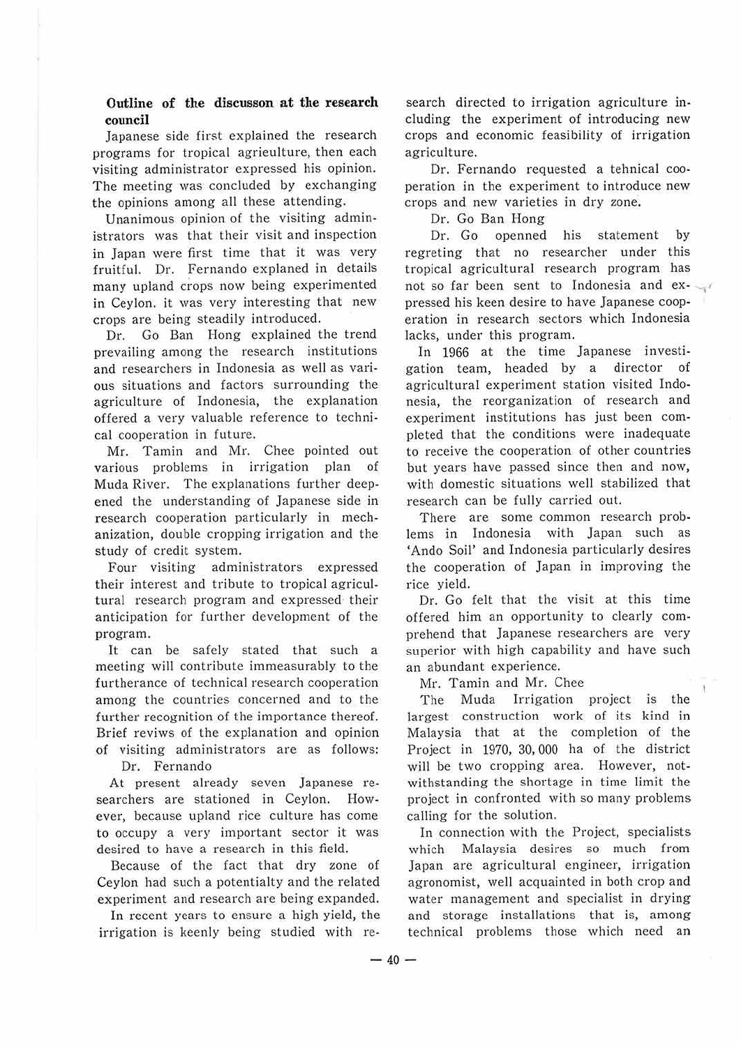**Outline of the discusson at the research council**

Japanese side first explained the research programs for tropical agrieulture, then each visiting administrator expressed his opinion. The meeting was concluded by exchanging the opinions among all these attending.

Unanimous opinion of the visiting administrators was that their visit and inspection in Japan were first time that it was very fruitful. Dr. Fernando explaned in details many upland crops now being experimented in Ceylon. it was very interesting that new crops are being steadily introduced.

Dr. Go Ban Hong explained the trend prevailing among the research institutions and researchers in Indonesia as well as various situations and factors surrounding the agriculture of Indonesia, the explanation offered a very valuable reference to technical cooperation in future.

Mr. Tamin and Mr. Chee pointed out various problems in irrigation plan of Muda River. The explanations further deepened the understanding of Japanese side in research cooperation particularly in mechanization, double cropping irrigation and the study of credit system.

Four visiting administrators expressed their interest and tribute to tropical agricultural research program and expressed their anticipation for further development of the program.

It can be safely stated that such a meeting will contribute immeasurably to the furtherance of technical research cooperation among the countries concerned and to the further recognition of the importance thereof. Brief reviws of the explanation and opinion of visiting administrators are as follows:

Dr. Fernando

At present already seven Japanese researchers are stationed in Ceylon. However, because upland rice culture has come to occupy a very important sector it was desired to have a research in this field.

Because of the fact that dry zone of Ceylon had such a potentialty and the related experiment and research are being expanded.

In recent years to ensure a high yield, the irrigation is keenly being studied with research directed to irrigation agriculture including the experiment of introducing new crops and economic feasibility of irrigation agriculture.

Dr. Fernando requested a tehnical cooperation in the experiment to introduce new crops and new varieties in dry zone.

Dr. Go Ban Hong

Dr. Go openned his statement by regreting that no researcher under this tropical agricultural research program has not so far been sent to Indonesia and expressed his keen desire to have Japanese cooperation in research sectors which Indonesia lacks, under this program.

In 1966 at the time Japanese investigation team, headed by a director of agricultural experiment station visited Indonesia, the reorganization of research and experiment institutions has just been completed that the conditions were inadequate to receive the cooperation of other countries but years have passed since then and now, with domestic situations well stabilized that research can be fully carried out.

There are some common research problems in Indonesia with Japan such as 'Ando Soil' and Indonesia particularly desires the cooperation of Japan in improving the rice yield.

Dr. Go felt that the visit at this time offered him an opportunity to clearly comprehend that Japanese researchers are very superior with high capability and have such an abundant experience.

Mr. Tamin and Mr. Chee

The Muda Irrigation project is the largest construction work of its kind in Malaysia that at the completion of the Project in 1970, 30,000 ha of the district will be two cropping area. However, notwithstanding the shortage in time limit the project in confronted with so many problems calling for the solution.

In connection with the Project, specialists which Malaysia desires so much from Japan are agricultural engineer, irrigation agronomist, well acquainted in both crop and water management and specialist in drying and storage installations that is, among technical problems those which need an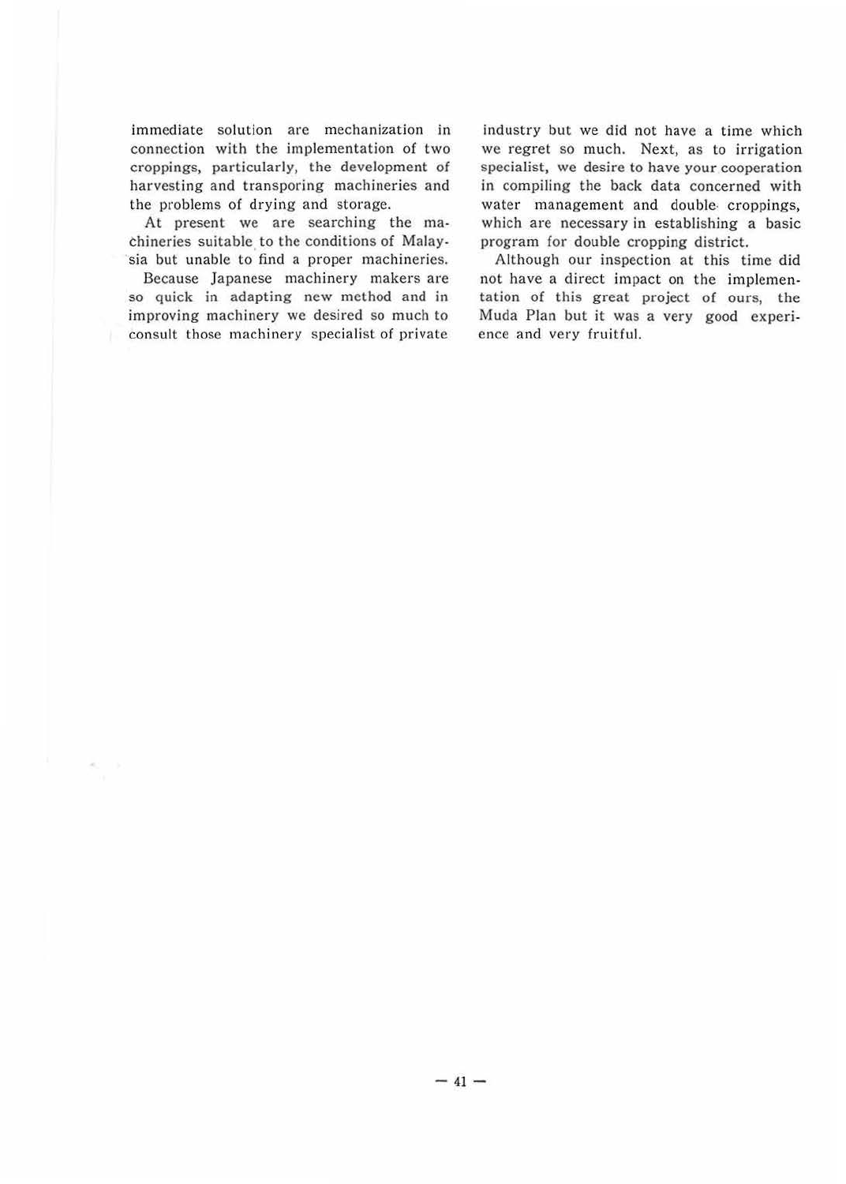immediate solution are mechanization in connection with the implementation of two croppings, particularly, the development of harvesting and transporing machineries and the problems of drying and storage.

At present we are searching the machineries suitable to the conditions of Malaysia but unable to find a proper machineries.

Because Japanese machinery makers are so quick in adapting new method and in improving machinery we desired so much to consult those machinery specialist of private industry but we did not have a time which we regret so much. Next, as to irrigation specialist, we desire to have your cooperation in compiling the back data concerned with water management and double croppings, which are necessary in establishing a basic program for double cropping district.

Although our inspection at this time did not have a direct impact on the implementation of this great project of ours, the Muda Plan but it was a very good experience and very fruitful.